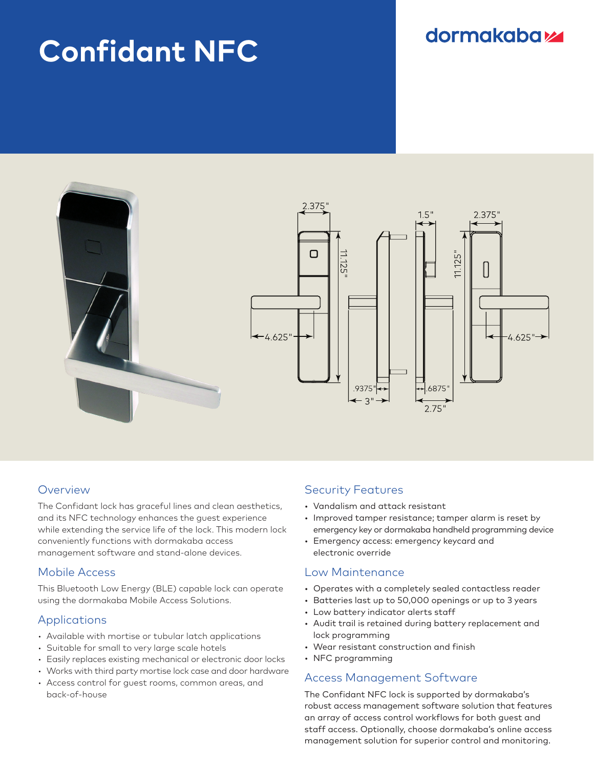# Confidant NFC

dormakaba

## Overview

The Confidant lock has graceful lines and clean aesthetics, and its NFC technology enhances the guest experience while extending the service life of the lock. This modern lock conveniently functions with dormakaba access management software and stand-alone devices.

## Mobile Access

This Bluetooth Low Energy (BLE) capable lock can operate using the dormakaba Mobile Access Solutions.

## Applications

- Available with mortise or tubular latch applications
- Suitable for small to very large scale hotels
- Easily replaces existing mechanical or electronic door locks
- Works with third party mortise lock case and door hardware
- Access control for guest rooms, common areas, and back-of-house

## Security Features

- Vandalism and attack resistant
- Improved tamper resistance; tamper alarm is reset by emergency key or dormakaba handheld programming device
- Emergency access: emergency keycard and electronic override

## Low Maintenance

- Operates with a completely sealed contactless reader
- Batteries last up to 50,000 openings or up to 3 years
- Low battery indicator alerts staff
- Audit trail is retained during battery replacement and lock programming
- Wear resistant construction and finish
- NFC programming

## Access Management Software

The Confidant NFC lock is supported by dormakaba's robust access management software solution that features an array of access control workflows for both guest and staff access. Optionally, choose dormakaba's online access management solution for superior control and monitoring.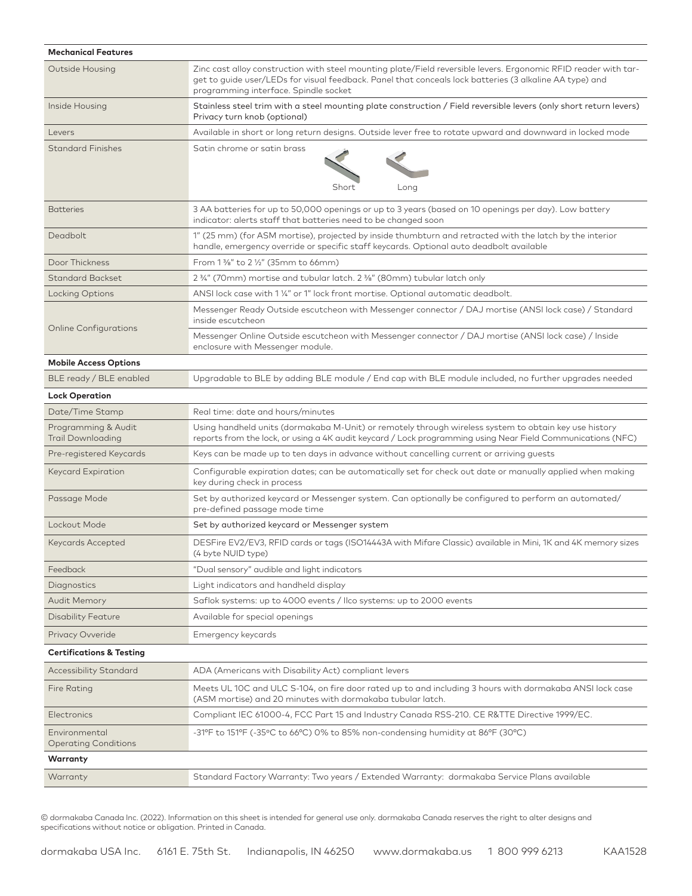| | |
|---|---|
| **Mechanical Features** | |
| Outside Housing | Zinc cast alloy construction with steel mounting plate/Field reversible levers. Ergonomic RFID reader with target to guide user/LEDs for visual feedback. Panel that conceals lock batteries (3 alkaline AA type) and programming interface. Spindle socket |
| Inside Housing | Stainless steel trim with a steel mounting plate construction / Field reversible levers (only short return levers) Privacy turn knob (optional) |
| Levers | Available in short or long return designs. Outside lever free to rotate upward and downward in locked mode |
| Standard Finishes | Satin chrome or satin brass<br>Short Long |
| Batteries | 3 AA batteries for up to 50,000 openings or up to 3 years (based on 10 openings per day). Low battery indicator: alerts staff that batteries need to be changed soon |
| Deadbolt | 1" (25 mm) (for ASM mortise), projected by inside thumbturn and retracted with the latch by the interior handle, emergency override or specific staff keycards. Optional auto deadbolt available |
| Door Thickness | From 1 ⅜" to 2 ½" (35mm to 66mm) |
| Standard Backset | 2 ¾" (70mm) mortise and tubular latch. 2 ⅜" (80mm) tubular latch only |
| Locking Options | ANSI lock case with 1 ¼" or 1" lock front mortise. Optional automatic deadbolt. |
| Online Configurations | Messenger Ready Outside escutcheon with Messenger connector / DAJ mortise (ANSI lock case) / Standard inside escutcheon |
| | Messenger Online Outside escutcheon with Messenger connector / DAJ mortise (ANSI lock case) / Inside enclosure with Messenger module. |
| **Mobile Access Options** | |
| BLE ready / BLE enabled | Upgradable to BLE by adding BLE module / End cap with BLE module included, no further upgrades needed |
| **Lock Operation** | |
| Date/Time Stamp | Real time: date and hours/minutes |
| Programming & Audit Trail Downloading | Using handheld units (dormakaba M-Unit) or remotely through wireless system to obtain key use history reports from the lock, or using a 4K audit keycard / Lock programming using Near Field Communications (NFC) |
| Pre-registered Keycards | Keys can be made up to ten days in advance without cancelling current or arriving guests |
| Keycard Expiration | Configurable expiration dates; can be automatically set for check out date or manually applied when making key during check in process |
| Passage Mode | Set by authorized keycard or Messenger system. Can optionally be configured to perform an automated/ pre-defined passage mode time |
| Lockout Mode | Set by authorized keycard or Messenger system |
| Keycards Accepted | DESFire EV2/EV3, RFID cards or tags (ISO14443A with Mifare Classic) available in Mini, 1K and 4K memory sizes (4 byte NUID type) |
| Feedback | "Dual sensory" audible and light indicators |
| Diagnostics | Light indicators and handheld display |
| Audit Memory | Saflok systems: up to 4000 events / Ilco systems: up to 2000 events |
| Disability Feature | Available for special openings |
| Privacy Ovveride | Emergency keycards |
| **Certifications & Testing** | |
| Accessibility Standard | ADA (Americans with Disability Act) compliant levers |
| Fire Rating | Meets UL 10C and ULC S-104, on fire door rated up to and including 3 hours with dormakaba ANSI lock case (ASM mortise) and 20 minutes with dormakaba tubular latch. |
| Electronics | Compliant IEC 61000-4, FCC Part 15 and Industry Canada RSS-210. CE R&TTE Directive 1999/EC. |
| Environmental Operating Conditions | -31ºF to 151ºF (-35ºC to 66ºC) 0% to 85% non-condensing humidity at 86ºF (30ºC) |
| **Warranty** | |
| Warranty | Standard Factory Warranty: Two years / Extended Warranty: dormakaba Service Plans available |

© dormakaba Canada Inc. (2022). Information on this sheet is intended for general use only. dormakaba Canada reserves the right to alter designs and specifications without notice or obligation. Printed in Canada.

dormakaba USA Inc. 6161 E. 75th St. Indianapolis, IN 46250 www.dormakaba.us 1 800 999 6213 KAA1528